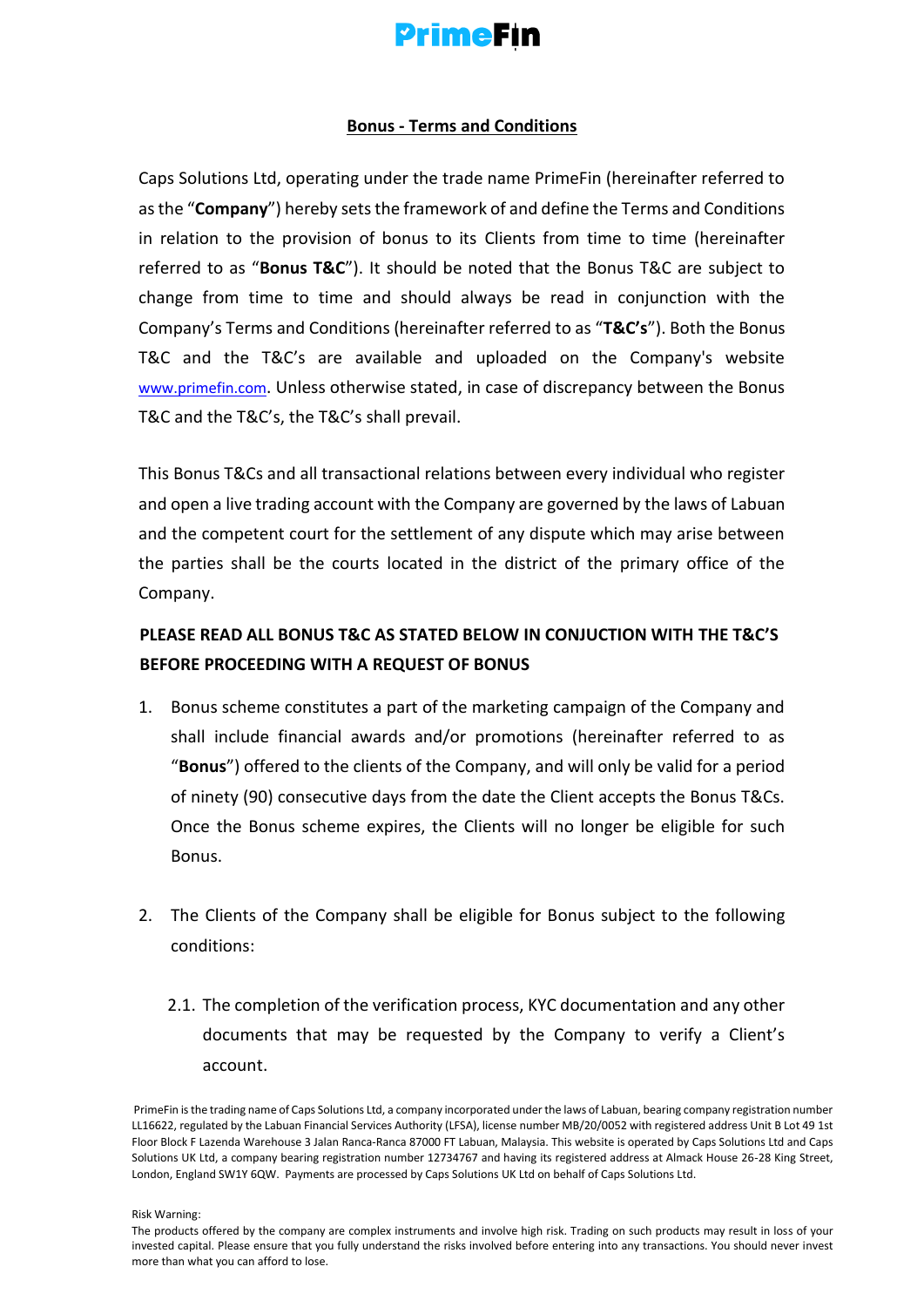# Bonus - Terms and Conditions

Caps Solutions Ltd, operating under the trade name PrimeFin (hereinafter referred to as the "**Company**") hereby sets the framework of and define the Terms and Conditions in relation to the provision of bonus to its Clients from time to time (hereinafter referred to as "**Bonus T&C**"). It should be noted that the Bonus T&C are subject to change from time to time and should always be read in conjunction with the Company's Terms and Conditions (hereinafter referred to as "**T&C's**"). Both the Bonus T&C and the T&C's are available and uploaded on the Company's website www.primefin.com. Unless otherwise stated, in case of discrepancy between the Bonus T&C and the T&C's, the T&C's shall prevail.

This Bonus T&Cs and all transactional relations between every individual who register and open a live trading account with the Company are governed by the laws of Labuan and the competent court for the settlement of any dispute which may arise between the parties shall be the courts located in the district of the primary office of the Company.

**PLEASE READ ALL BONUS T&C AS STATED BELOW IN CONJUCTION WITH THE T&C'S BEFORE PROCEEDING WITH A REQUEST OF BONUS**

1. Bonus scheme constitutes a part of the marketing campaign of the Company and shall include financial awards and/or promotions (hereinafter referred to as "**Bonus**") offered to the clients of the Company, and will only be valid for a period of ninety (90) consecutive days from the date the Client accepts the Bonus T&Cs. Once the Bonus scheme expires, the Clients will no longer be eligible for such Bonus.

2. The Clients of the Company shall be eligible for Bonus subject to the following conditions:

   2.1. The completion of the verification process, KYC documentation and any other documents that may be requested by the Company to verify a Client's account.

PrimeFin is the trading name of Caps Solutions Ltd, a company incorporated under the laws of Labuan, bearing company registration number LL16622, regulated by the Labuan Financial Services Authority (LFSA), license number MB/20/0052 with registered address Unit B Lot 49 1st Floor Block F Lazenda Warehouse 3 Jalan Ranca-Ranca 87000 FT Labuan, Malaysia. This website is operated by Caps Solutions Ltd and Caps Solutions UK Ltd, a company bearing registration number 12734767 and having its registered address at Almack House 26-28 King Street, London, England SW1Y 6QW. Payments are processed by Caps Solutions UK Ltd on behalf of Caps Solutions Ltd.

Risk Warning:
The products offered by the company are complex instruments and involve high risk. Trading on such products may result in loss of your invested capital. Please ensure that you fully understand the risks involved before entering into any transactions. You should never invest more than what you can afford to lose.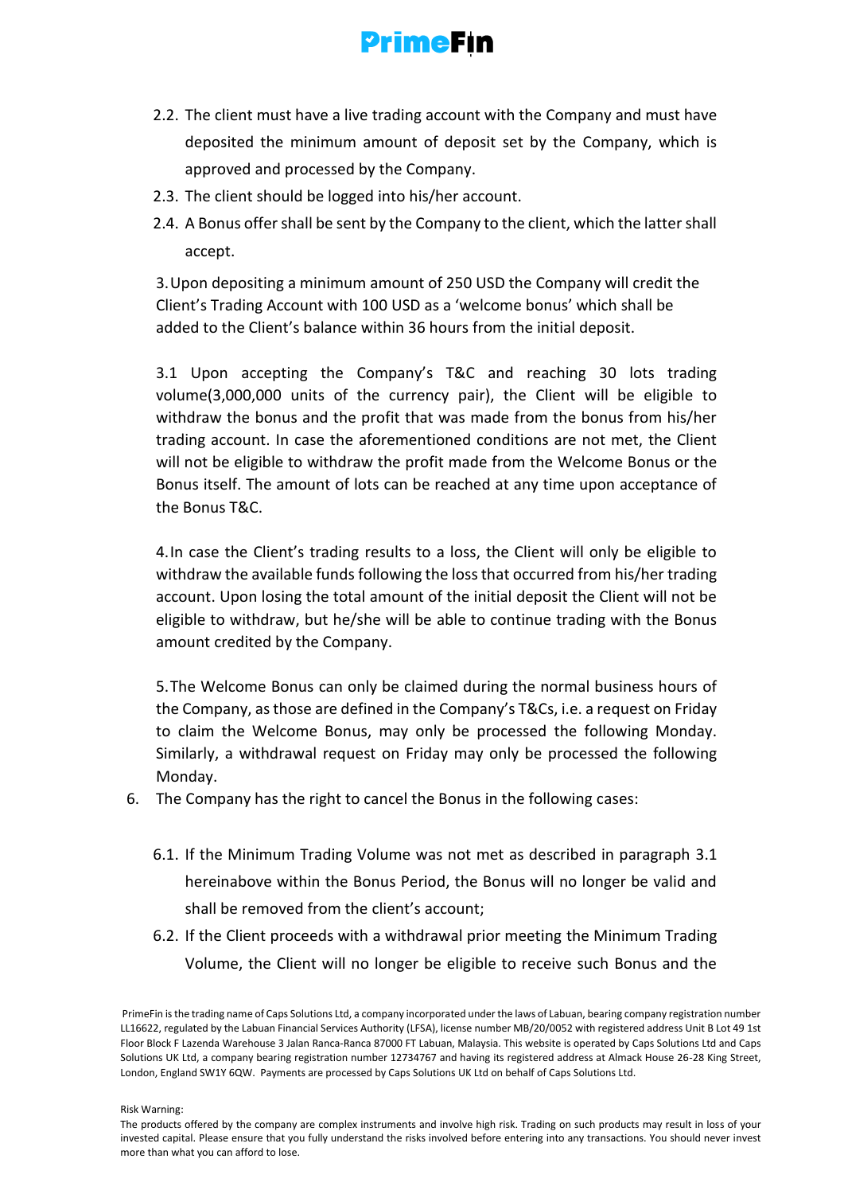2.2. The client must have a live trading account with the Company and must have deposited the minimum amount of deposit set by the Company, which is approved and processed by the Company.

2.3. The client should be logged into his/her account.

2.4. A Bonus offer shall be sent by the Company to the client, which the latter shall accept.

3. Upon depositing a minimum amount of 250 USD the Company will credit the Client's Trading Account with 100 USD as a 'welcome bonus' which shall be added to the Client's balance within 36 hours from the initial deposit.

3.1 Upon accepting the Company's T&C and reaching 30 lots trading volume(3,000,000 units of the currency pair), the Client will be eligible to withdraw the bonus and the profit that was made from the bonus from his/her trading account. In case the aforementioned conditions are not met, the Client will not be eligible to withdraw the profit made from the Welcome Bonus or the Bonus itself. The amount of lots can be reached at any time upon acceptance of the Bonus T&C.

4. In case the Client's trading results to a loss, the Client will only be eligible to withdraw the available funds following the loss that occurred from his/her trading account. Upon losing the total amount of the initial deposit the Client will not be eligible to withdraw, but he/she will be able to continue trading with the Bonus amount credited by the Company.

5. The Welcome Bonus can only be claimed during the normal business hours of the Company, as those are defined in the Company's T&Cs, i.e. a request on Friday to claim the Welcome Bonus, may only be processed the following Monday. Similarly, a withdrawal request on Friday may only be processed the following Monday.

6. The Company has the right to cancel the Bonus in the following cases:

6.1. If the Minimum Trading Volume was not met as described in paragraph 3.1 hereinabove within the Bonus Period, the Bonus will no longer be valid and shall be removed from the client's account;

6.2. If the Client proceeds with a withdrawal prior meeting the Minimum Trading Volume, the Client will no longer be eligible to receive such Bonus and the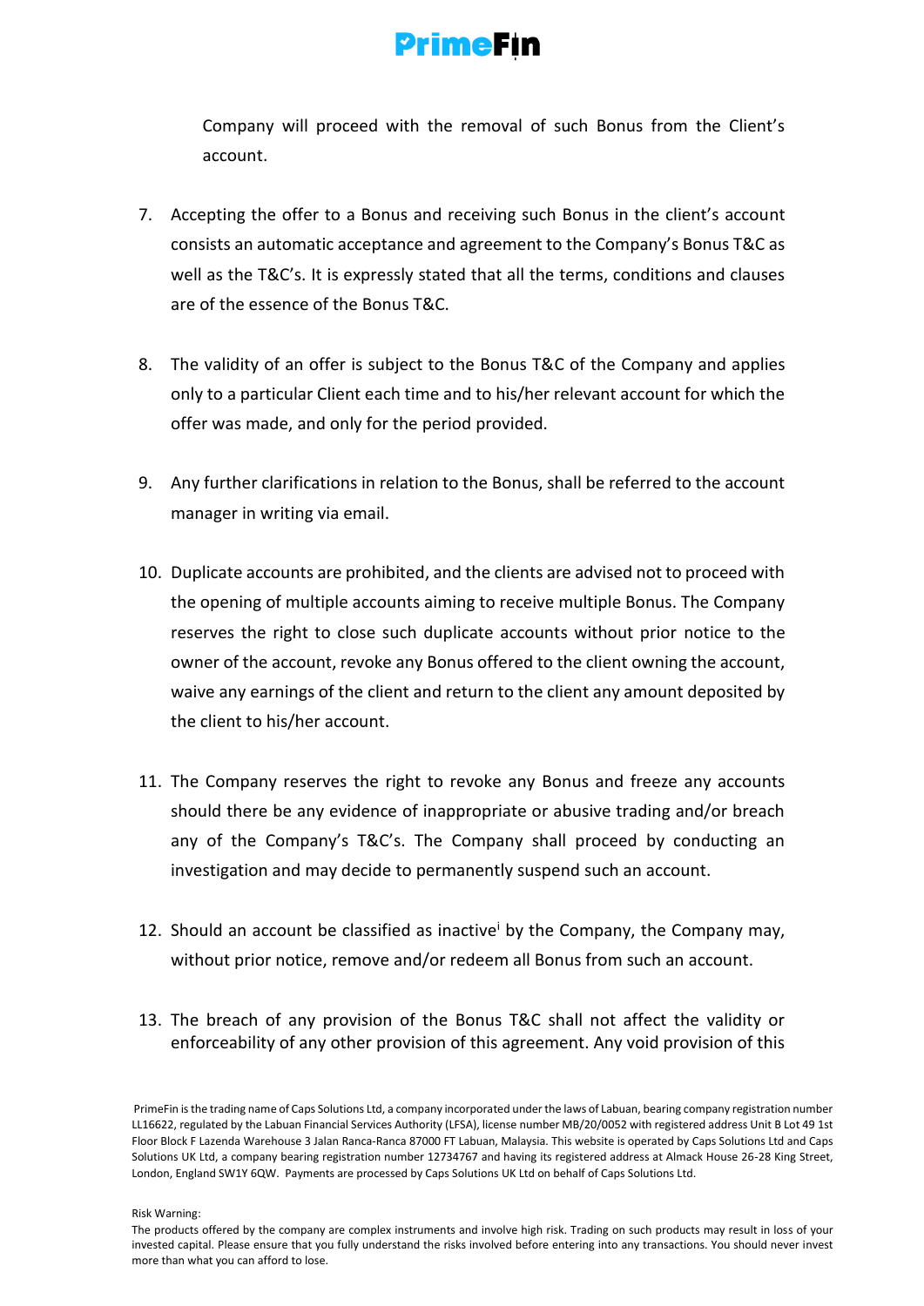Company will proceed with the removal of such Bonus from the Client's account.

7. Accepting the offer to a Bonus and receiving such Bonus in the client's account consists an automatic acceptance and agreement to the Company's Bonus T&C as well as the T&C's. It is expressly stated that all the terms, conditions and clauses are of the essence of the Bonus T&C.

8. The validity of an offer is subject to the Bonus T&C of the Company and applies only to a particular Client each time and to his/her relevant account for which the offer was made, and only for the period provided.

9. Any further clarifications in relation to the Bonus, shall be referred to the account manager in writing via email.

10. Duplicate accounts are prohibited, and the clients are advised not to proceed with the opening of multiple accounts aiming to receive multiple Bonus. The Company reserves the right to close such duplicate accounts without prior notice to the owner of the account, revoke any Bonus offered to the client owning the account, waive any earnings of the client and return to the client any amount deposited by the client to his/her account.

11. The Company reserves the right to revoke any Bonus and freeze any accounts should there be any evidence of inappropriate or abusive trading and/or breach any of the Company's T&C's. The Company shall proceed by conducting an investigation and may decide to permanently suspend such an account.

12. Should an account be classified as inactive[i] by the Company, the Company may, without prior notice, remove and/or redeem all Bonus from such an account.

13. The breach of any provision of the Bonus T&C shall not affect the validity or enforceability of any other provision of this agreement. Any void provision of this

PrimeFin is the trading name of Caps Solutions Ltd, a company incorporated under the laws of Labuan, bearing company registration number LL16622, regulated by the Labuan Financial Services Authority (LFSA), license number MB/20/0052 with registered address Unit B Lot 49 1st Floor Block F Lazenda Warehouse 3 Jalan Ranca-Ranca 87000 FT Labuan, Malaysia. This website is operated by Caps Solutions Ltd and Caps Solutions UK Ltd, a company bearing registration number 12734767 and having its registered address at Almack House 26-28 King Street, London, England SW1Y 6QW. Payments are processed by Caps Solutions UK Ltd on behalf of Caps Solutions Ltd.

Risk Warning:
The products offered by the company are complex instruments and involve high risk. Trading on such products may result in loss of your invested capital. Please ensure that you fully understand the risks involved before entering into any transactions. You should never invest more than what you can afford to lose.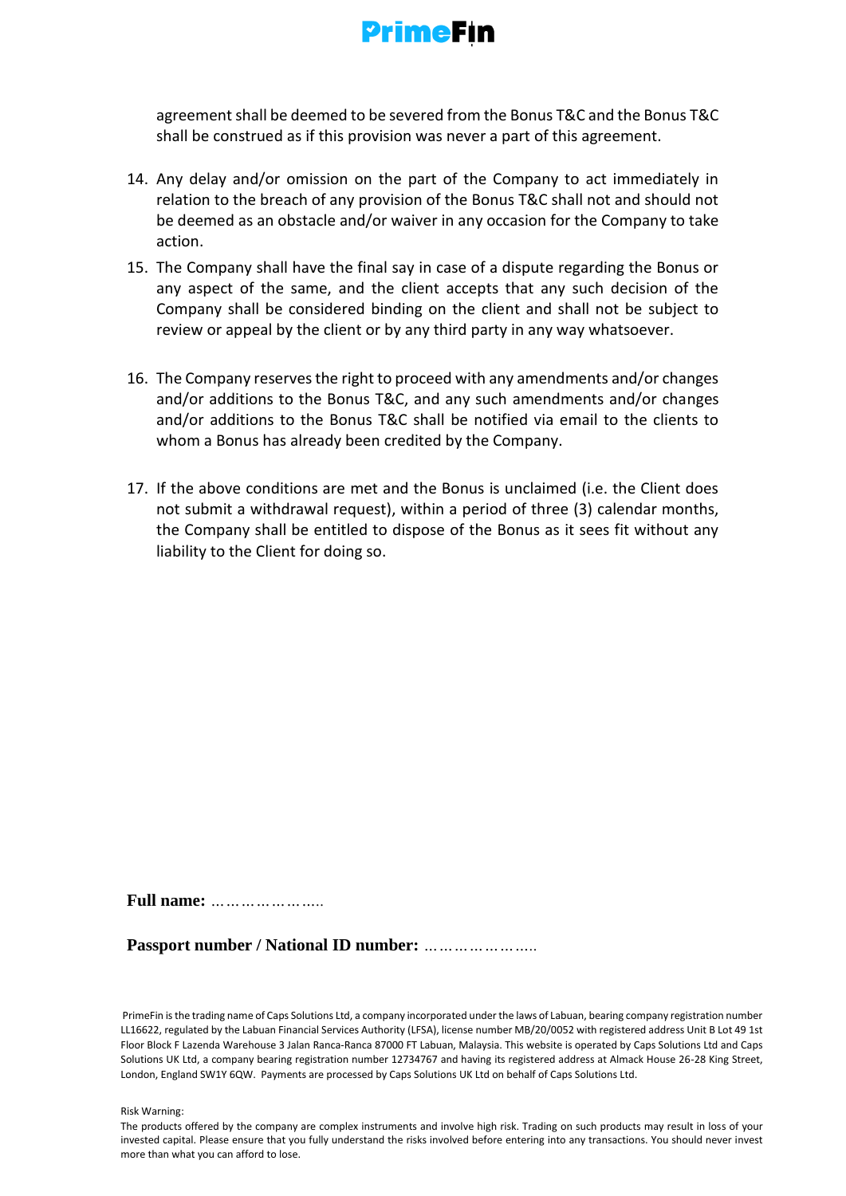agreement shall be deemed to be severed from the Bonus T&C and the Bonus T&C shall be construed as if this provision was never a part of this agreement.

14. Any delay and/or omission on the part of the Company to act immediately in relation to the breach of any provision of the Bonus T&C shall not and should not be deemed as an obstacle and/or waiver in any occasion for the Company to take action.
15. The Company shall have the final say in case of a dispute regarding the Bonus or any aspect of the same, and the client accepts that any such decision of the Company shall be considered binding on the client and shall not be subject to review or appeal by the client or by any third party in any way whatsoever.
16. The Company reserves the right to proceed with any amendments and/or changes and/or additions to the Bonus T&C, and any such amendments and/or changes and/or additions to the Bonus T&C shall be notified via email to the clients to whom a Bonus has already been credited by the Company.
17. If the above conditions are met and the Bonus is unclaimed (i.e. the Client does not submit a withdrawal request), within a period of three (3) calendar months, the Company shall be entitled to dispose of the Bonus as it sees fit without any liability to the Client for doing so.

**Full name:** …………………..

**Passport number / National ID number:** …………………..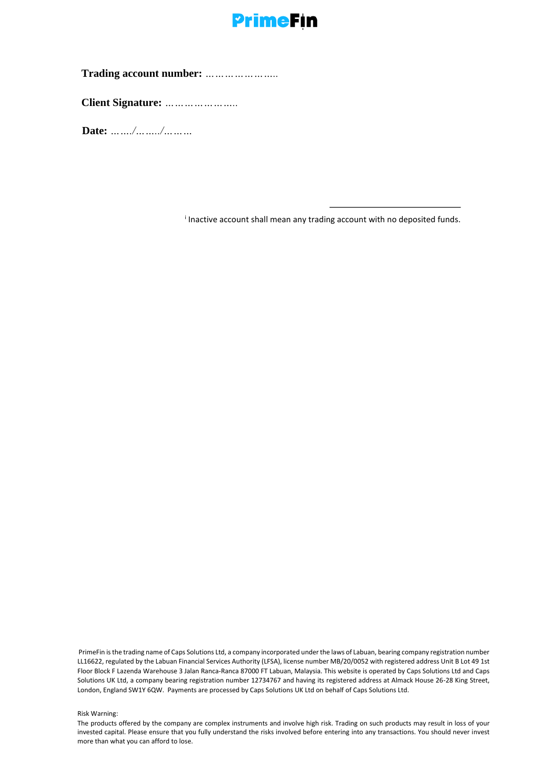**Trading account number:** …………………..

**Client Signature:** …………………..

**Date:** ……/……./………

[i] Inactive account shall mean any trading account with no deposited funds.

PrimeFin is the trading name of Caps Solutions Ltd, a company incorporated under the laws of Labuan, bearing company registration number LL16622, regulated by the Labuan Financial Services Authority (LFSA), license number MB/20/0052 with registered address Unit B Lot 49 1st Floor Block F Lazenda Warehouse 3 Jalan Ranca-Ranca 87000 FT Labuan, Malaysia. This website is operated by Caps Solutions Ltd and Caps Solutions UK Ltd, a company bearing registration number 12734767 and having its registered address at Almack House 26-28 King Street, London, England SW1Y 6QW. Payments are processed by Caps Solutions UK Ltd on behalf of Caps Solutions Ltd.

Risk Warning:
The products offered by the company are complex instruments and involve high risk. Trading on such products may result in loss of your invested capital. Please ensure that you fully understand the risks involved before entering into any transactions. You should never invest more than what you can afford to lose.